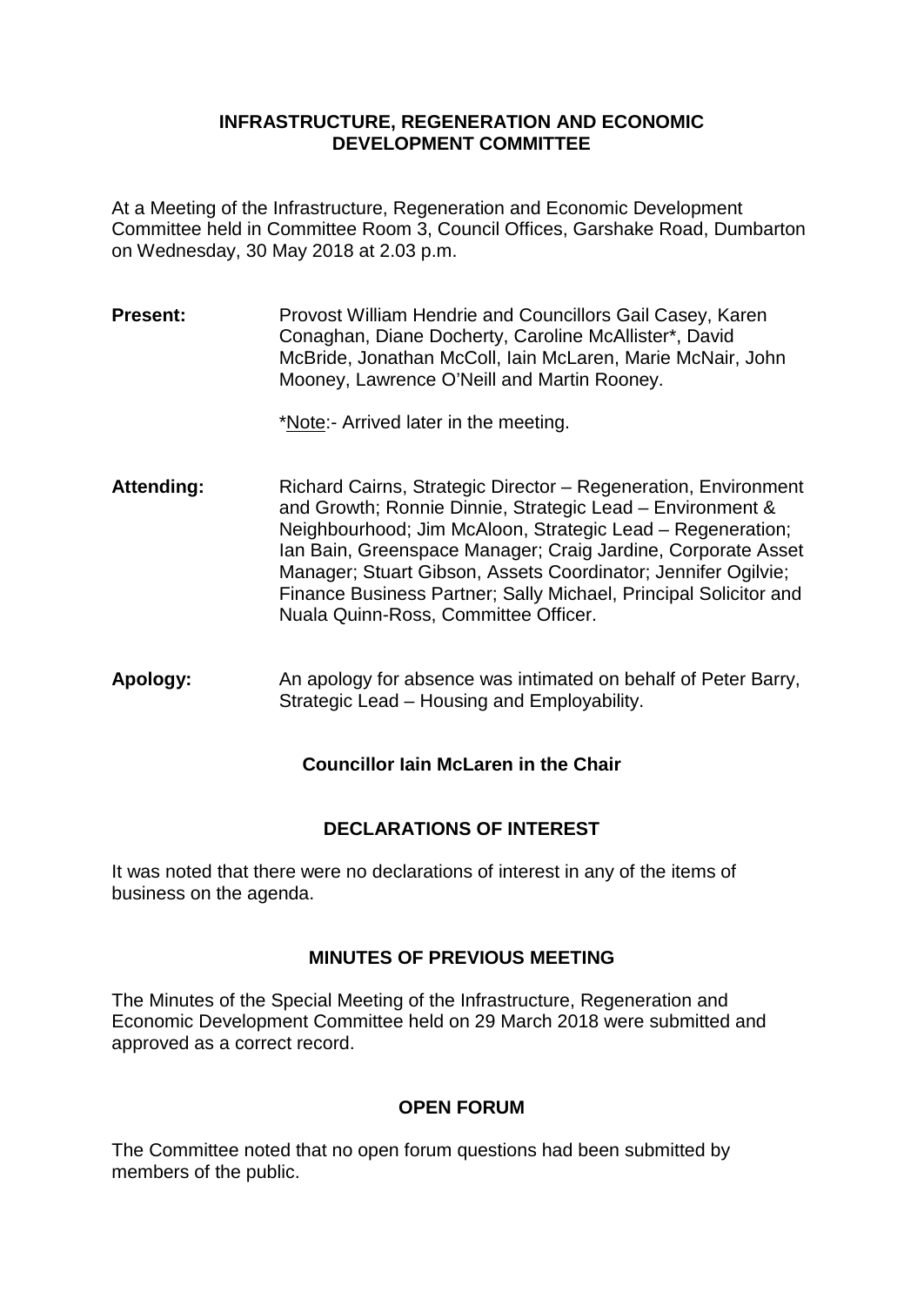# INFRASTRUCTURE, REGENERATION AND ECONOMIC DEVELOPMENT COMMITTEE

At a Meeting of the Infrastructure, Regeneration and Economic Development Committee held in Committee Room 3, Council Offices, Garshake Road, Dumbarton on Wednesday, 30 May 2018 at 2.03 p.m.

**Present:** Provost William Hendrie and Councillors Gail Casey, Karen Conaghan, Diane Docherty, Caroline McAllister*, David McBride, Jonathan McColl, Iain McLaren, Marie McNair, John Mooney, Lawrence O'Neill and Martin Rooney.

*Note:- Arrived later in the meeting.

**Attending:** Richard Cairns, Strategic Director – Regeneration, Environment and Growth; Ronnie Dinnie, Strategic Lead – Environment & Neighbourhood; Jim McAloon, Strategic Lead – Regeneration; Ian Bain, Greenspace Manager; Craig Jardine, Corporate Asset Manager; Stuart Gibson, Assets Coordinator; Jennifer Ogilvie; Finance Business Partner; Sally Michael, Principal Solicitor and Nuala Quinn-Ross, Committee Officer.

**Apology:** An apology for absence was intimated on behalf of Peter Barry, Strategic Lead – Housing and Employability.

**Councillor Iain McLaren in the Chair**

## DECLARATIONS OF INTEREST

It was noted that there were no declarations of interest in any of the items of business on the agenda.

## MINUTES OF PREVIOUS MEETING

The Minutes of the Special Meeting of the Infrastructure, Regeneration and Economic Development Committee held on 29 March 2018 were submitted and approved as a correct record.

## OPEN FORUM

The Committee noted that no open forum questions had been submitted by members of the public.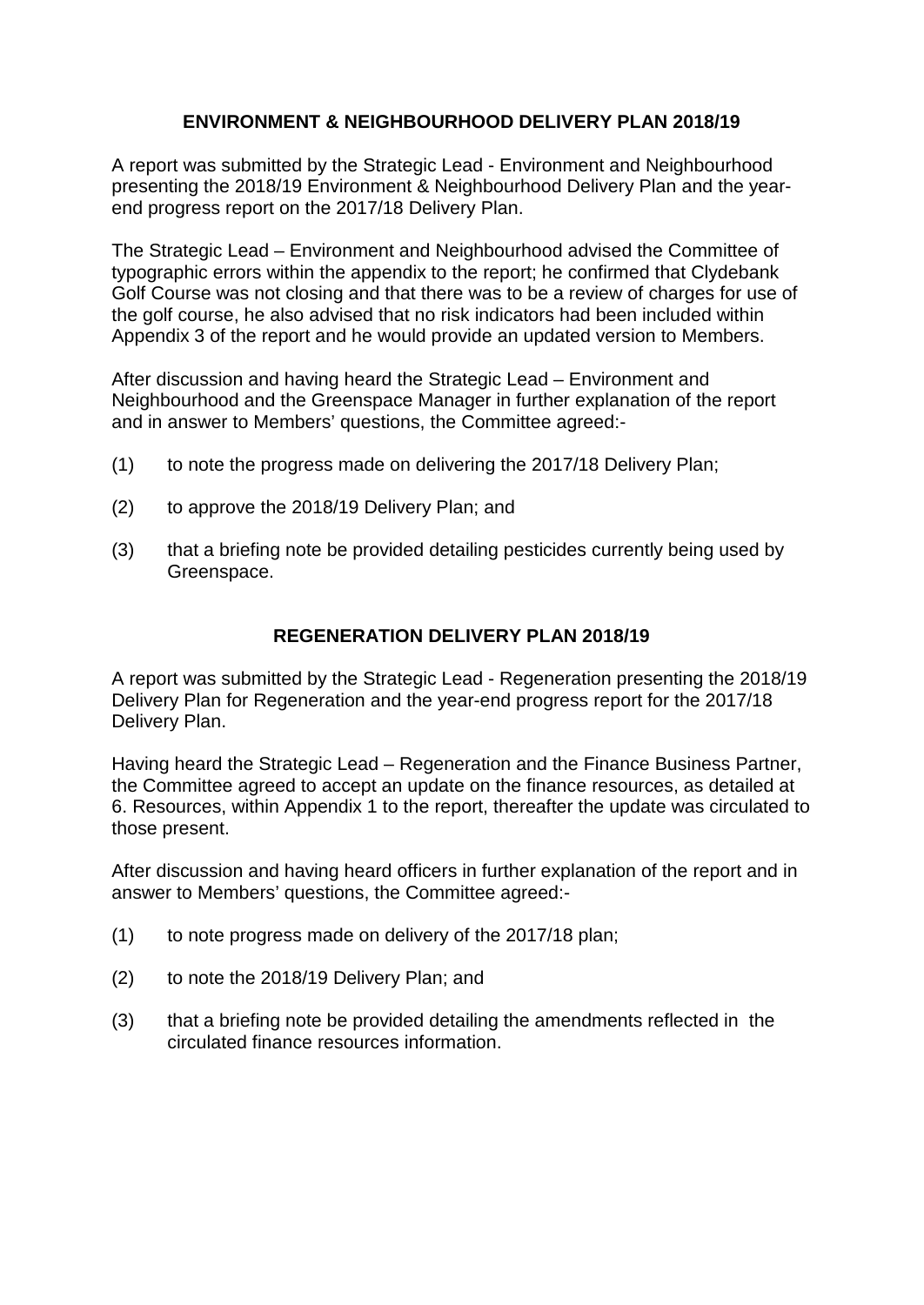## ENVIRONMENT & NEIGHBOURHOOD DELIVERY PLAN 2018/19

A report was submitted by the Strategic Lead - Environment and Neighbourhood presenting the 2018/19 Environment & Neighbourhood Delivery Plan and the year-end progress report on the 2017/18 Delivery Plan.

The Strategic Lead – Environment and Neighbourhood advised the Committee of typographic errors within the appendix to the report; he confirmed that Clydebank Golf Course was not closing and that there was to be a review of charges for use of the golf course, he also advised that no risk indicators had been included within Appendix 3 of the report and he would provide an updated version to Members.

After discussion and having heard the Strategic Lead – Environment and Neighbourhood and the Greenspace Manager in further explanation of the report and in answer to Members' questions, the Committee agreed:-

(1) to note the progress made on delivering the 2017/18 Delivery Plan;

(2) to approve the 2018/19 Delivery Plan; and

(3) that a briefing note be provided detailing pesticides currently being used by Greenspace.

## REGENERATION DELIVERY PLAN 2018/19

A report was submitted by the Strategic Lead - Regeneration presenting the 2018/19 Delivery Plan for Regeneration and the year-end progress report for the 2017/18 Delivery Plan.

Having heard the Strategic Lead – Regeneration and the Finance Business Partner, the Committee agreed to accept an update on the finance resources, as detailed at 6. Resources, within Appendix 1 to the report, thereafter the update was circulated to those present.

After discussion and having heard officers in further explanation of the report and in answer to Members' questions, the Committee agreed:-

(1) to note progress made on delivery of the 2017/18 plan;

(2) to note the 2018/19 Delivery Plan; and

(3) that a briefing note be provided detailing the amendments reflected in the circulated finance resources information.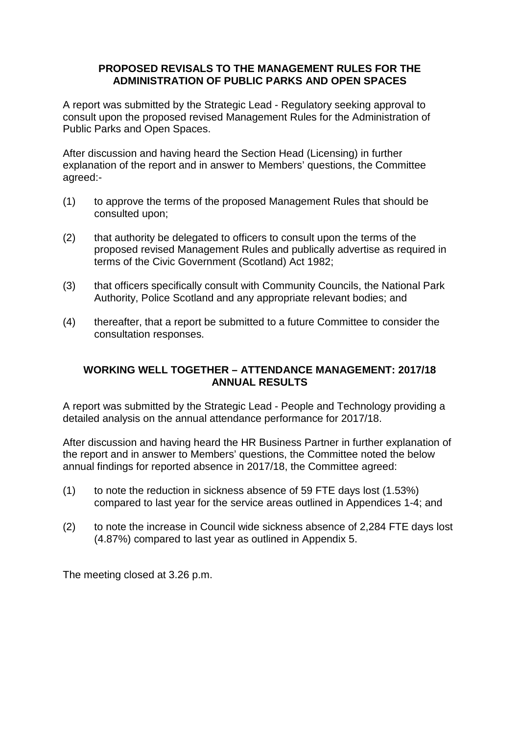## PROPOSED REVISALS TO THE MANAGEMENT RULES FOR THE ADMINISTRATION OF PUBLIC PARKS AND OPEN SPACES

A report was submitted by the Strategic Lead - Regulatory seeking approval to consult upon the proposed revised Management Rules for the Administration of Public Parks and Open Spaces.

After discussion and having heard the Section Head (Licensing) in further explanation of the report and in answer to Members' questions, the Committee agreed:-

(1) to approve the terms of the proposed Management Rules that should be consulted upon;

(2) that authority be delegated to officers to consult upon the terms of the proposed revised Management Rules and publically advertise as required in terms of the Civic Government (Scotland) Act 1982;

(3) that officers specifically consult with Community Councils, the National Park Authority, Police Scotland and any appropriate relevant bodies; and

(4) thereafter, that a report be submitted to a future Committee to consider the consultation responses.

## WORKING WELL TOGETHER – ATTENDANCE MANAGEMENT: 2017/18 ANNUAL RESULTS

A report was submitted by the Strategic Lead - People and Technology providing a detailed analysis on the annual attendance performance for 2017/18.

After discussion and having heard the HR Business Partner in further explanation of the report and in answer to Members' questions, the Committee noted the below annual findings for reported absence in 2017/18, the Committee agreed:

(1) to note the reduction in sickness absence of 59 FTE days lost (1.53%) compared to last year for the service areas outlined in Appendices 1-4; and

(2) to note the increase in Council wide sickness absence of 2,284 FTE days lost (4.87%) compared to last year as outlined in Appendix 5.

The meeting closed at 3.26 p.m.